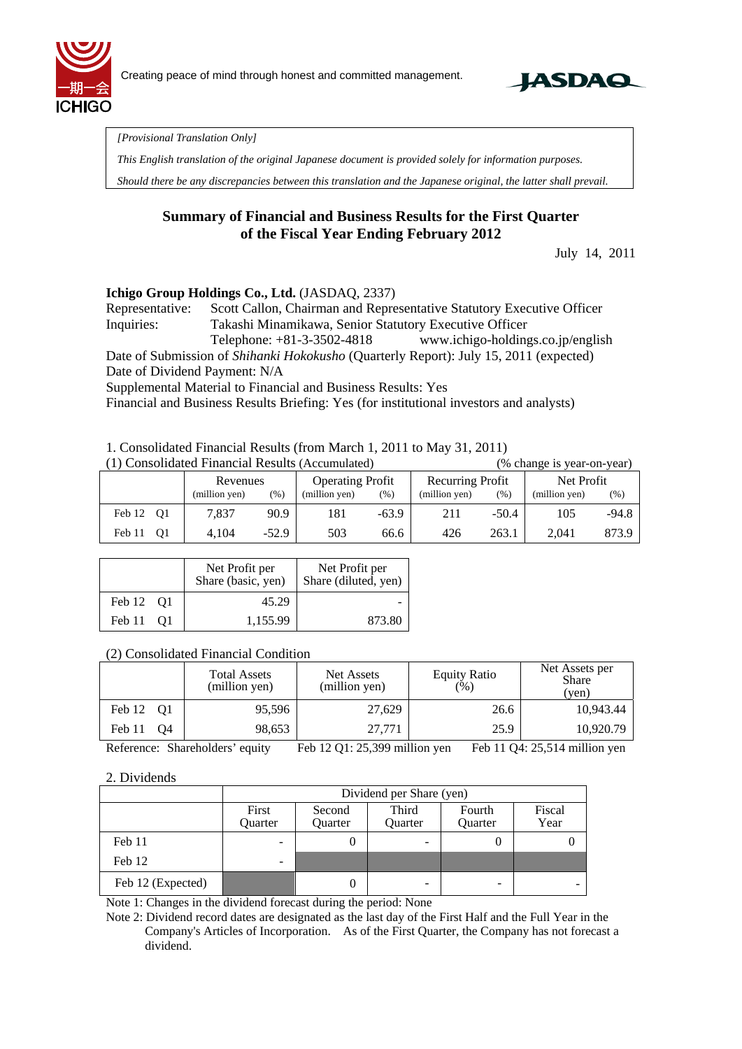Creating peace of mind through honest and committed management.

*[Provisional Translation Only]*

*This English translation of the original Japanese document is provided solely for information purposes.*

*Should there be any discrepancies between this translation and the Japanese original, the latter shall prevail.*

# Summary of Financial and Business Results for the First Quarter of the Fiscal Year Ending February 2012

July 14, 2011

**Ichigo Group Holdings Co., Ltd.** (JASDAQ, 2337)

Representative: Scott Callon, Chairman and Representative Statutory Executive Officer

Inquiries: Takashi Minamikawa, Senior Statutory Executive Officer

Telephone: +81-3-3502-4818 www.ichigo-holdings.co.jp/english

Date of Submission of *Shihanki Hokokusho* (Quarterly Report): July 15, 2011 (expected)

Date of Dividend Payment: N/A

Supplemental Material to Financial and Business Results: Yes

Financial and Business Results Briefing: Yes (for institutional investors and analysts)

1. Consolidated Financial Results (from March 1, 2011 to May 31, 2011)

(1) Consolidated Financial Results (Accumulated) (% change is year-on-year)

| | Revenues (million yen) | (%) | Operating Profit (million yen) | (%) | Recurring Profit (million yen) | (%) | Net Profit (million yen) | (%) |
|---|---|---|---|---|---|---|---|---|
| Feb 12 Q1 | 7,837 | 90.9 | 181 | -63.9 | 211 | -50.4 | 105 | -94.8 |
| Feb 11 Q1 | 4,104 | -52.9 | 503 | 66.6 | 426 | 263.1 | 2,041 | 873.9 |

| | Net Profit per Share (basic, yen) | Net Profit per Share (diluted, yen) |
|---|---|---|
| Feb 12 Q1 | 45.29 | - |
| Feb 11 Q1 | 1,155.99 | 873.80 |

(2) Consolidated Financial Condition

| | Total Assets (million yen) | Net Assets (million yen) | Equity Ratio (%) | Net Assets per Share (yen) |
|---|---|---|---|---|
| Feb 12 Q1 | 95,596 | 27,629 | 26.6 | 10,943.44 |
| Feb 11 Q4 | 98,653 | 27,771 | 25.9 | 10,920.79 |

Reference: Shareholders' equity Feb 12 Q1: 25,399 million yen Feb 11 Q4: 25,514 million yen

2. Dividends

| | Dividend per Share (yen) | | | | |
|---|---|---|---|---|---|
| | First Quarter | Second Quarter | Third Quarter | Fourth Quarter | Fiscal Year |
| Feb 11 | - | 0 | - | 0 | 0 |
| Feb 12 | - | | | | |
| Feb 12 (Expected) | | 0 | - | - | - |

Note 1: Changes in the dividend forecast during the period: None

Note 2: Dividend record dates are designated as the last day of the First Half and the Full Year in the Company's Articles of Incorporation. As of the First Quarter, the Company has not forecast a dividend.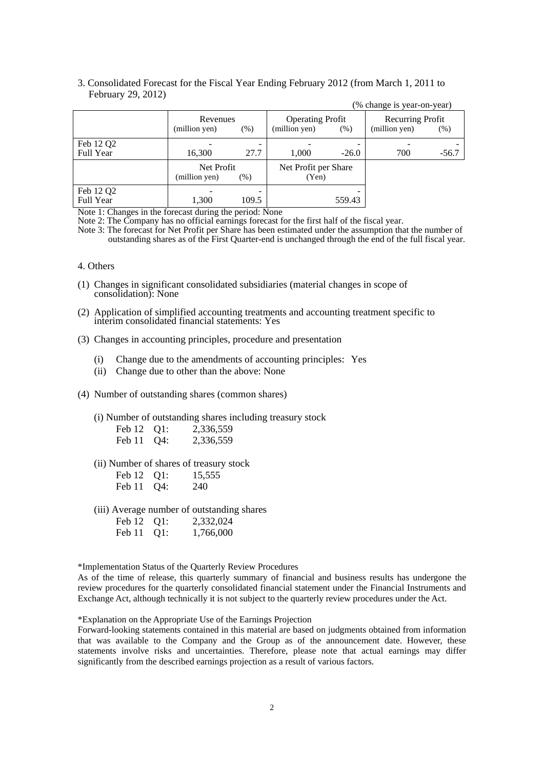3. Consolidated Forecast for the Fiscal Year Ending February 2012 (from March 1, 2011 to February 29, 2012)

(% change is year-on-year)

| | Revenues (million yen) | (%) | Operating Profit (million yen) | (%) | Recurring Profit (million yen) | (%) |
|---|---|---|---|---|---|---|
| Feb 12 Q2 | - | - | - | - | - | - |
| Full Year | 16,300 | 27.7 | 1,000 | -26.0 | 700 | -56.7 |

| | Net Profit (million yen) | (%) | Net Profit per Share (Yen) |
|---|---|---|---|
| Feb 12 Q2 | - | - | - |
| Full Year | 1,300 | 109.5 | 559.43 |

Note 1: Changes in the forecast during the period: None

Note 2: The Company has no official earnings forecast for the first half of the fiscal year.

Note 3: The forecast for Net Profit per Share has been estimated under the assumption that the number of outstanding shares as of the First Quarter-end is unchanged through the end of the full fiscal year.

4. Others

(1) Changes in significant consolidated subsidiaries (material changes in scope of consolidation): None

(2) Application of simplified accounting treatments and accounting treatment specific to interim consolidated financial statements: Yes

(3) Changes in accounting principles, procedure and presentation

- (i) Change due to the amendments of accounting principles: Yes
- (ii) Change due to other than the above: None

(4) Number of outstanding shares (common shares)

(i) Number of outstanding shares including treasury stock

| | |
|---|---|
| Feb 12 Q1: | 2,336,559 |
| Feb 11 Q4: | 2,336,559 |

(ii) Number of shares of treasury stock

| | |
|---|---|
| Feb 12 Q1: | 15,555 |
| Feb 11 Q4: | 240 |

(iii) Average number of outstanding shares

| | |
|---|---|
| Feb 12 Q1: | 2,332,024 |
| Feb 11 Q1: | 1,766,000 |

*Implementation Status of the Quarterly Review Procedures

As of the time of release, this quarterly summary of financial and business results has undergone the review procedures for the quarterly consolidated financial statement under the Financial Instruments and Exchange Act, although technically it is not subject to the quarterly review procedures under the Act.

*Explanation on the Appropriate Use of the Earnings Projection

Forward-looking statements contained in this material are based on judgments obtained from information that was available to the Company and the Group as of the announcement date. However, these statements involve risks and uncertainties. Therefore, please note that actual earnings may differ significantly from the described earnings projection as a result of various factors.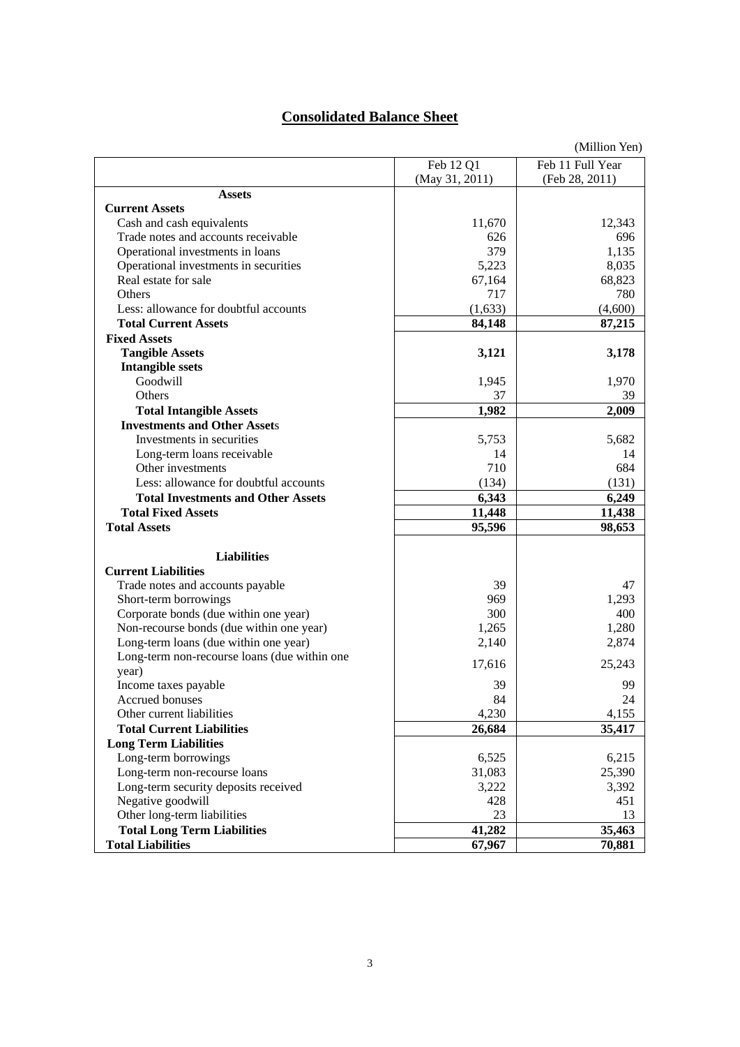# Consolidated Balance Sheet

(Million Yen)

| | Feb 12 Q1 (May 31, 2011) | Feb 11 Full Year (Feb 28, 2011) |
|---|---|---|
| **Assets** | | |
| **Current Assets** | | |
| Cash and cash equivalents | 11,670 | 12,343 |
| Trade notes and accounts receivable | 626 | 696 |
| Operational investments in loans | 379 | 1,135 |
| Operational investments in securities | 5,223 | 8,035 |
| Real estate for sale | 67,164 | 68,823 |
| Others | 717 | 780 |
| Less: allowance for doubtful accounts | (1,633) | (4,600) |
| **Total Current Assets** | **84,148** | **87,215** |
| **Fixed Assets** | | |
| **Tangible Assets** | **3,121** | **3,178** |
| **Intangible ssets** | | |
| Goodwill | 1,945 | 1,970 |
| Others | 37 | 39 |
| **Total Intangible Assets** | **1,982** | **2,009** |
| **Investments and Other Assets** | | |
| Investments in securities | 5,753 | 5,682 |
| Long-term loans receivable | 14 | 14 |
| Other investments | 710 | 684 |
| Less: allowance for doubtful accounts | (134) | (131) |
| **Total Investments and Other Assets** | **6,343** | **6,249** |
| **Total Fixed Assets** | **11,448** | **11,438** |
| **Total Assets** | **95,596** | **98,653** |
| **Liabilities** | | |
| **Current Liabilities** | | |
| Trade notes and accounts payable | 39 | 47 |
| Short-term borrowings | 969 | 1,293 |
| Corporate bonds (due within one year) | 300 | 400 |
| Non-recourse bonds (due within one year) | 1,265 | 1,280 |
| Long-term loans (due within one year) | 2,140 | 2,874 |
| Long-term non-recourse loans (due within one year) | 17,616 | 25,243 |
| Income taxes payable | 39 | 99 |
| Accrued bonuses | 84 | 24 |
| Other current liabilities | 4,230 | 4,155 |
| **Total Current Liabilities** | **26,684** | **35,417** |
| **Long Term Liabilities** | | |
| Long-term borrowings | 6,525 | 6,215 |
| Long-term non-recourse loans | 31,083 | 25,390 |
| Long-term security deposits received | 3,222 | 3,392 |
| Negative goodwill | 428 | 451 |
| Other long-term liabilities | 23 | 13 |
| **Total Long Term Liabilities** | **41,282** | **35,463** |
| **Total Liabilities** | **67,967** | **70,881** |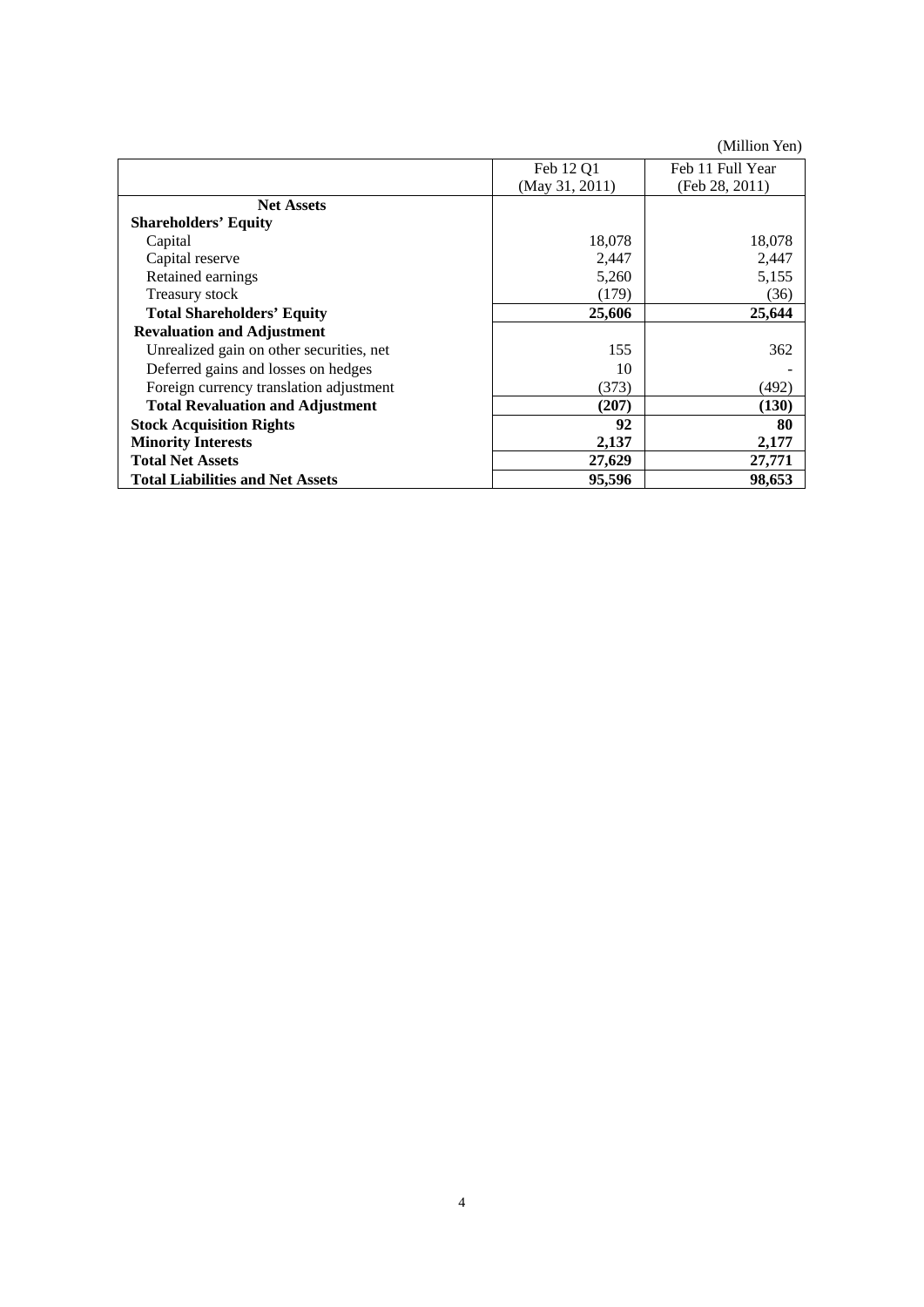(Million Yen)

| | Feb 12 Q1<br>(May 31, 2011) | Feb 11 Full Year<br>(Feb 28, 2011) |
|---|---|---|
| **Net Assets** | | |
| **Shareholders' Equity** | | |
| Capital | 18,078 | 18,078 |
| Capital reserve | 2,447 | 2,447 |
| Retained earnings | 5,260 | 5,155 |
| Treasury stock | (179) | (36) |
| **Total Shareholders' Equity** | **25,606** | **25,644** |
| **Revaluation and Adjustment** | | |
| Unrealized gain on other securities, net | 155 | 362 |
| Deferred gains and losses on hedges | 10 | - |
| Foreign currency translation adjustment | (373) | (492) |
| **Total Revaluation and Adjustment** | **(207)** | **(130)** |
| **Stock Acquisition Rights** | **92** | **80** |
| **Minority Interests** | **2,137** | **2,177** |
| **Total Net Assets** | **27,629** | **27,771** |
| **Total Liabilities and Net Assets** | **95,596** | **98,653** |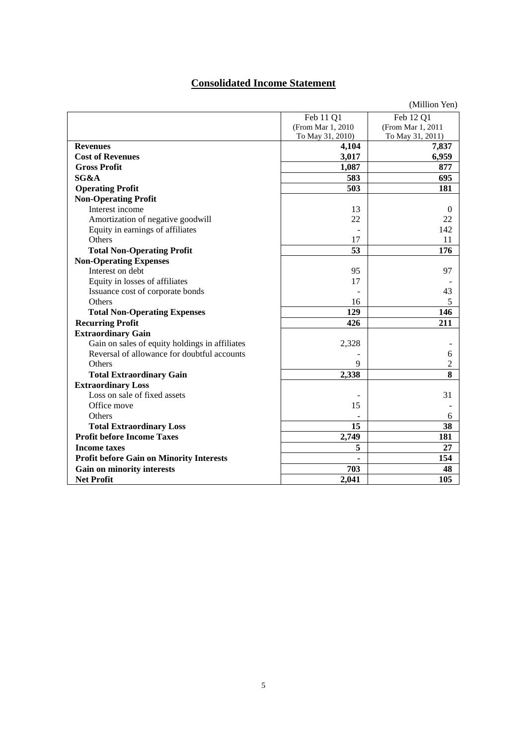# Consolidated Income Statement

(Million Yen)

| | Feb 11 Q1 (From Mar 1, 2010 To May 31, 2010) | Feb 12 Q1 (From Mar 1, 2011 To May 31, 2011) |
|---|---|---|
| **Revenues** | **4,104** | **7,837** |
| **Cost of Revenues** | **3,017** | **6,959** |
| **Gross Profit** | **1,087** | **877** |
| **SG&A** | **583** | **695** |
| **Operating Profit** | **503** | **181** |
| **Non-Operating Profit** | | |
| Interest income | 13 | 0 |
| Amortization of negative goodwill | 22 | 22 |
| Equity in earnings of affiliates | - | 142 |
| Others | 17 | 11 |
| **Total Non-Operating Profit** | **53** | **176** |
| **Non-Operating Expenses** | | |
| Interest on debt | 95 | 97 |
| Equity in losses of affiliates | 17 | - |
| Issuance cost of corporate bonds | - | 43 |
| Others | 16 | 5 |
| **Total Non-Operating Expenses** | **129** | **146** |
| **Recurring Profit** | **426** | **211** |
| **Extraordinary Gain** | | |
| Gain on sales of equity holdings in affiliates | 2,328 | - |
| Reversal of allowance for doubtful accounts | - | 6 |
| Others | 9 | 2 |
| **Total Extraordinary Gain** | **2,338** | **8** |
| **Extraordinary Loss** | | |
| Loss on sale of fixed assets | - | 31 |
| Office move | 15 | - |
| Others | - | 6 |
| **Total Extraordinary Loss** | **15** | **38** |
| **Profit before Income Taxes** | **2,749** | **181** |
| **Income taxes** | **5** | **27** |
| **Profit before Gain on Minority Interests** | **-** | **154** |
| **Gain on minority interests** | **703** | **48** |
| **Net Profit** | **2,041** | **105** |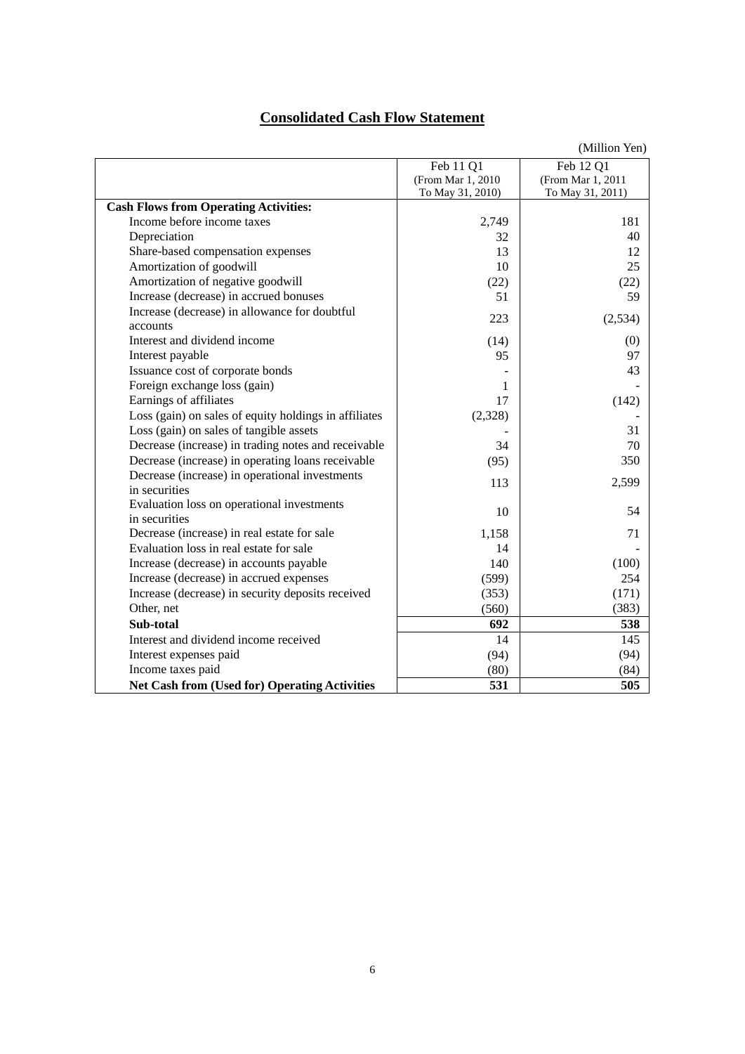# Consolidated Cash Flow Statement

(Million Yen)

| | Feb 11 Q1 (From Mar 1, 2010 To May 31, 2010) | Feb 12 Q1 (From Mar 1, 2011 To May 31, 2011) |
|---|---|---|
| **Cash Flows from Operating Activities:** | | |
| Income before income taxes | 2,749 | 181 |
| Depreciation | 32 | 40 |
| Share-based compensation expenses | 13 | 12 |
| Amortization of goodwill | 10 | 25 |
| Amortization of negative goodwill | (22) | (22) |
| Increase (decrease) in accrued bonuses | 51 | 59 |
| Increase (decrease) in allowance for doubtful accounts | 223 | (2,534) |
| Interest and dividend income | (14) | (0) |
| Interest payable | 95 | 97 |
| Issuance cost of corporate bonds | - | 43 |
| Foreign exchange loss (gain) | 1 | - |
| Earnings of affiliates | 17 | (142) |
| Loss (gain) on sales of equity holdings in affiliates | (2,328) | - |
| Loss (gain) on sales of tangible assets | - | 31 |
| Decrease (increase) in trading notes and receivable | 34 | 70 |
| Decrease (increase) in operating loans receivable | (95) | 350 |
| Decrease (increase) in operational investments in securities | 113 | 2,599 |
| Evaluation loss on operational investments in securities | 10 | 54 |
| Decrease (increase) in real estate for sale | 1,158 | 71 |
| Evaluation loss in real estate for sale | 14 | - |
| Increase (decrease) in accounts payable | 140 | (100) |
| Increase (decrease) in accrued expenses | (599) | 254 |
| Increase (decrease) in security deposits received | (353) | (171) |
| Other, net | (560) | (383) |
| **Sub-total** | **692** | **538** |
| Interest and dividend income received | 14 | 145 |
| Interest expenses paid | (94) | (94) |
| Income taxes paid | (80) | (84) |
| **Net Cash from (Used for) Operating Activities** | **531** | **505** |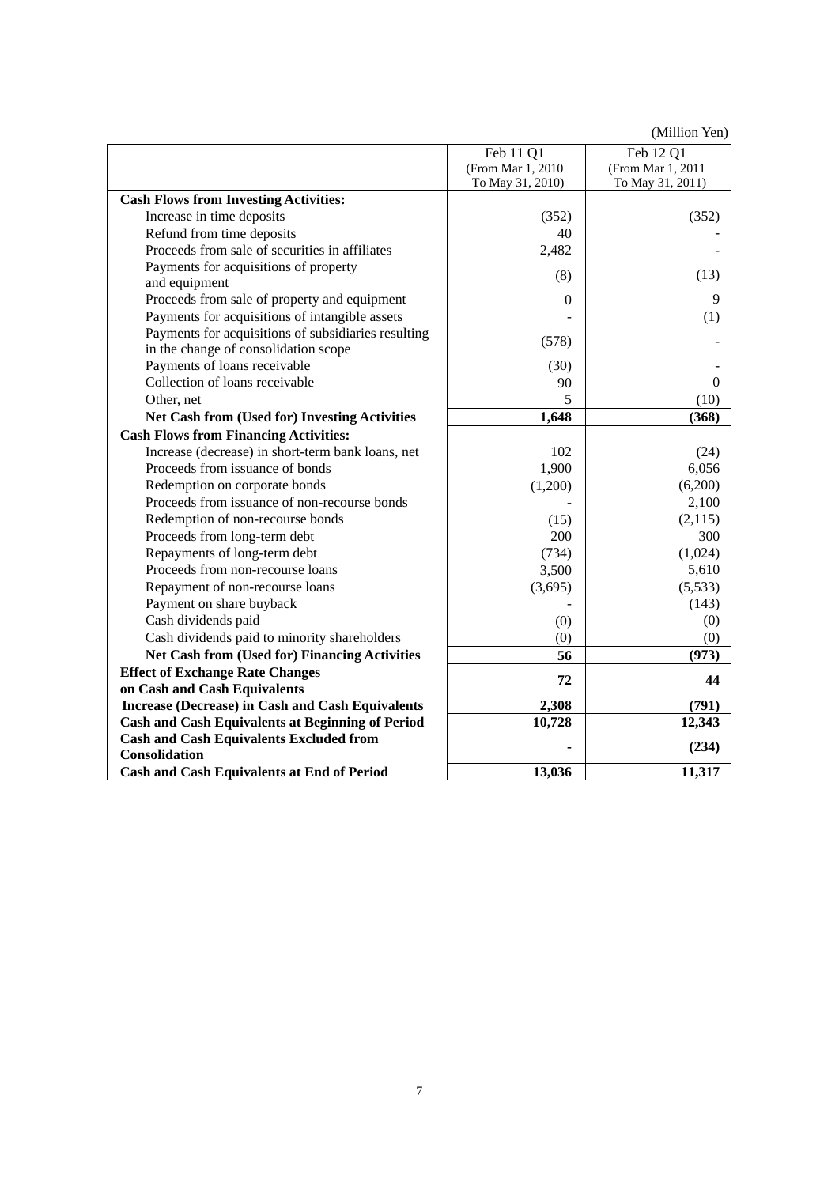(Million Yen)

| | Feb 11 Q1 (From Mar 1, 2010 To May 31, 2010) | Feb 12 Q1 (From Mar 1, 2011 To May 31, 2011) |
|---|---|---|
| **Cash Flows from Investing Activities:** | | |
| Increase in time deposits | (352) | (352) |
| Refund from time deposits | 40 | - |
| Proceeds from sale of securities in affiliates | 2,482 | - |
| Payments for acquisitions of property and equipment | (8) | (13) |
| Proceeds from sale of property and equipment | 0 | 9 |
| Payments for acquisitions of intangible assets | - | (1) |
| Payments for acquisitions of subsidiaries resulting in the change of consolidation scope | (578) | - |
| Payments of loans receivable | (30) | - |
| Collection of loans receivable | 90 | 0 |
| Other, net | 5 | (10) |
| **Net Cash from (Used for) Investing Activities** | **1,648** | **(368)** |
| **Cash Flows from Financing Activities:** | | |
| Increase (decrease) in short-term bank loans, net | 102 | (24) |
| Proceeds from issuance of bonds | 1,900 | 6,056 |
| Redemption on corporate bonds | (1,200) | (6,200) |
| Proceeds from issuance of non-recourse bonds | - | 2,100 |
| Redemption of non-recourse bonds | (15) | (2,115) |
| Proceeds from long-term debt | 200 | 300 |
| Repayments of long-term debt | (734) | (1,024) |
| Proceeds from non-recourse loans | 3,500 | 5,610 |
| Repayment of non-recourse loans | (3,695) | (5,533) |
| Payment on share buyback | - | (143) |
| Cash dividends paid | (0) | (0) |
| Cash dividends paid to minority shareholders | (0) | (0) |
| **Net Cash from (Used for) Financing Activities** | **56** | **(973)** |
| **Effect of Exchange Rate Changes on Cash and Cash Equivalents** | **72** | **44** |
| **Increase (Decrease) in Cash and Cash Equivalents** | **2,308** | **(791)** |
| **Cash and Cash Equivalents at Beginning of Period** | **10,728** | **12,343** |
| **Cash and Cash Equivalents Excluded from Consolidation** | **-** | **(234)** |
| **Cash and Cash Equivalents at End of Period** | **13,036** | **11,317** |